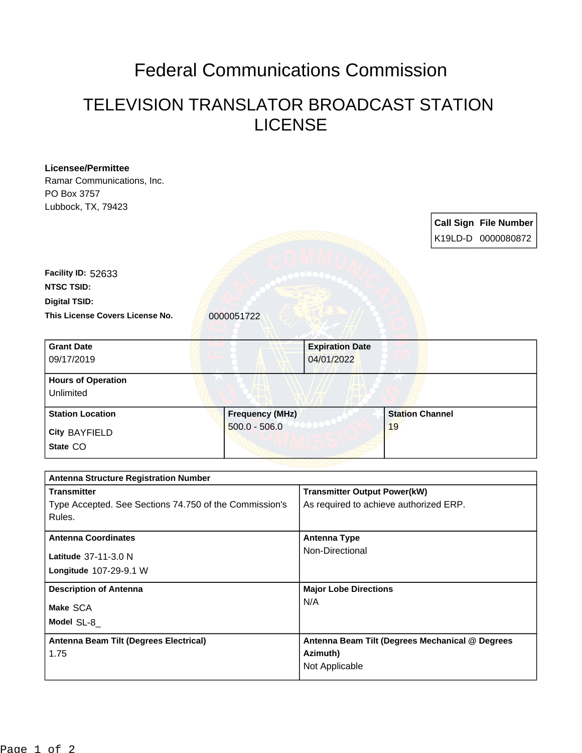# Federal Communications Commission

## TELEVISION TRANSLATOR BROADCAST STATION LICENSE

**Licensee/Permittee**
Ramar Communications, Inc.
PO Box 3757
Lubbock, TX, 79423

| Call Sign | File Number |
| --- | --- |
| K19LD-D | 0000080872 |

**Facility ID:** 52633
**NTSC TSID:**
**Digital TSID:**
**This License Covers License No.** 0000051722

| Grant Date | Expiration Date |
| --- | --- |
| 09/17/2019 | 04/01/2022 |

**Hours of Operation**
Unlimited

| Station Location | Frequency (MHz) | Station Channel |
| --- | --- | --- |
| City BAYFIELD<br>State CO | 500.0 - 506.0 | 19 |

**Antenna Structure Registration Number**

| Transmitter | Transmitter Output Power(kW) |
| --- | --- |
| Type Accepted. See Sections 74.750 of the Commission's Rules. | As required to achieve authorized ERP. |
| **Antenna Coordinates**<br>Latitude 37-11-3.0 N<br>Longitude 107-29-9.1 W | **Antenna Type**<br>Non-Directional |
| **Description of Antenna**<br>Make SCA<br>Model SL-8_ | **Major Lobe Directions**<br>N/A |
| **Antenna Beam Tilt (Degrees Electrical)**<br>1.75 | **Antenna Beam Tilt (Degrees Mechanical @ Degrees Azimuth)**<br>Not Applicable |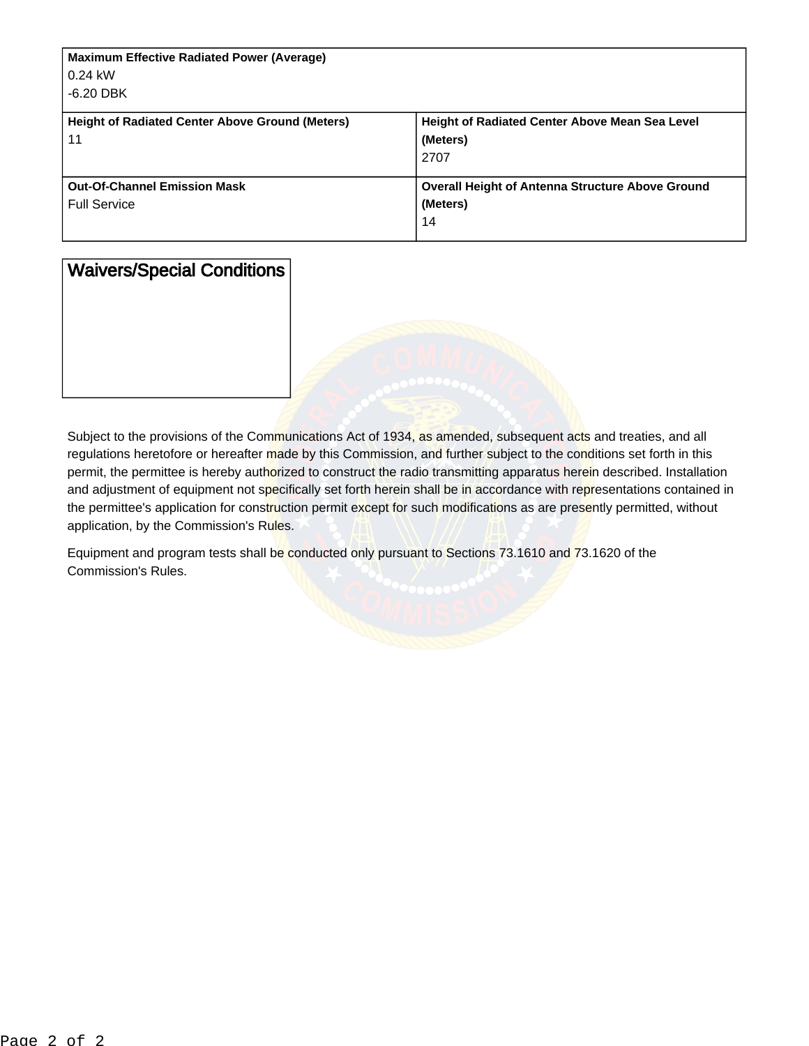| | |
|---|---|
| **Maximum Effective Radiated Power (Average)**<br>0.24 kW<br>-6.20 DBK | |
| **Height of Radiated Center Above Ground (Meters)**<br>11 | **Height of Radiated Center Above Mean Sea Level (Meters)**<br>2707 |
| **Out-Of-Channel Emission Mask**<br>Full Service | **Overall Height of Antenna Structure Above Ground (Meters)**<br>14 |

## Waivers/Special Conditions

Subject to the provisions of the Communications Act of 1934, as amended, subsequent acts and treaties, and all regulations heretofore or hereafter made by this Commission, and further subject to the conditions set forth in this permit, the permittee is hereby authorized to construct the radio transmitting apparatus herein described. Installation and adjustment of equipment not specifically set forth herein shall be in accordance with representations contained in the permittee's application for construction permit except for such modifications as are presently permitted, without application, by the Commission's Rules.

Equipment and program tests shall be conducted only pursuant to Sections 73.1610 and 73.1620 of the Commission's Rules.